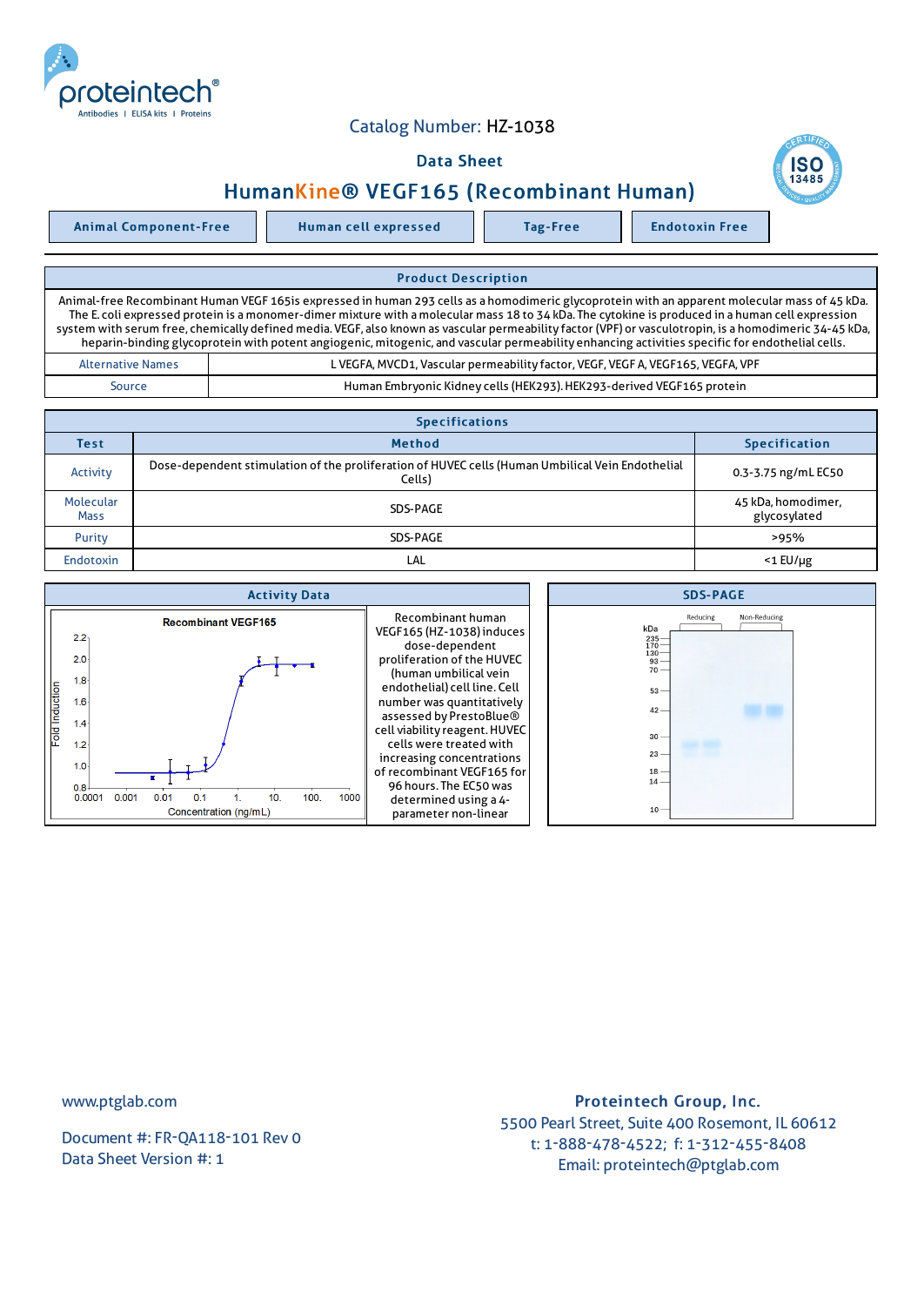Catalog Number: HZ-1038

Data Sheet

# HumanKine® VEGF165 (Recombinant Human)

| Animal Component-Free | Human cell expressed | Tag-Free | Endotoxin Free |
|---|---|---|---|

## Product Description

Animal-free Recombinant Human VEGF 165is expressed in human 293 cells as a homodimeric glycoprotein with an apparent molecular mass of 45 kDa. The E. coli expressed protein is a monomer-dimer mixture with a molecular mass 18 to 34 kDa. The cytokine is produced in a human cell expression system with serum free, chemically defined media. VEGF, also known as vascular permeability factor (VPF) or vasculotropin, is a homodimeric 34-45 kDa, heparin-binding glycoprotein with potent angiogenic, mitogenic, and vascular permeability enhancing activities specific for endothelial cells.

| | |
|---|---|
| Alternative Names | L VEGFA, MVCD1, Vascular permeability factor, VEGF, VEGF A, VEGF165, VEGFA, VPF |
| Source | Human Embryonic Kidney cells (HEK293). HEK293-derived VEGF165 protein |

## Specifications

| Test | Method | Specification |
|---|---|---|
| Activity | Dose-dependent stimulation of the proliferation of HUVEC cells (Human Umbilical Vein Endothelial Cells) | 0.3-3.75 ng/mL EC50 |
| Molecular Mass | SDS-PAGE | 45 kDa, homodimer, glycosylated |
| Purity | SDS-PAGE | >95% |
| Endotoxin | LAL | <1 EU/μg |

## Activity Data

Recombinant human VEGF165 (HZ-1038) induces dose-dependent proliferation of the HUVEC (human umbilical vein endothelial) cell line. Cell number was quantitatively assessed by PrestoBlue® cell viability reagent. HUVEC cells were treated with increasing concentrations of recombinant VEGF165 for 96 hours. The EC50 was determined using a 4-parameter non-linear

## SDS-PAGE

www.ptglab.com

Document #: FR-QA118-101 Rev 0
Data Sheet Version #: 1

**Proteintech Group, Inc.**
5500 Pearl Street, Suite 400 Rosemont, IL 60612
t: 1-888-478-4522; f: 1-312-455-8408
Email: proteintech@ptglab.com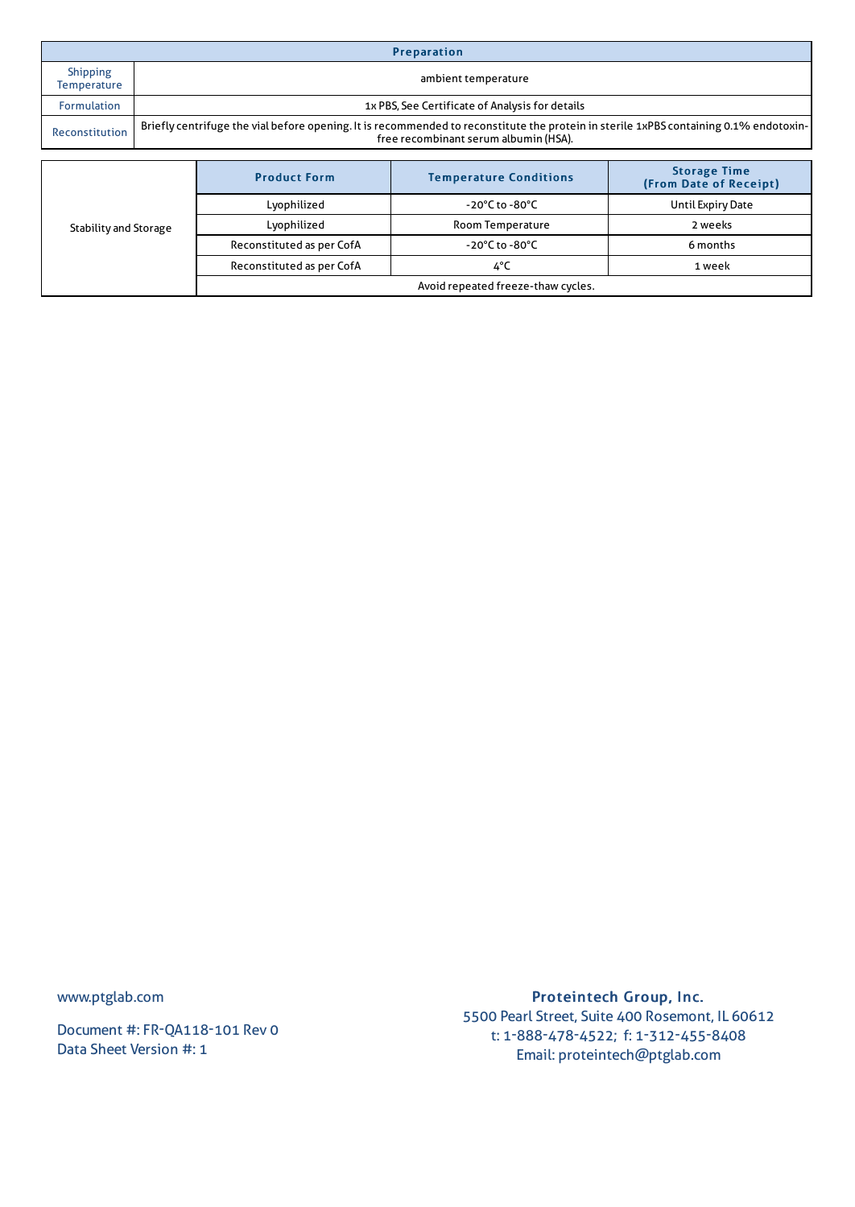| Preparation | |
|---|---|
| Shipping Temperature | ambient temperature |
| Formulation | 1x PBS, See Certificate of Analysis for details |
| Reconstitution | Briefly centrifuge the vial before opening. It is recommended to reconstitute the protein in sterile 1xPBS containing 0.1% endotoxin-free recombinant serum albumin (HSA). |

| | Product Form | Temperature Conditions | Storage Time (From Date of Receipt) |
|---|---|---|---|
| Stability and Storage | Lyophilized | -20°C to -80°C | Until Expiry Date |
| | Lyophilized | Room Temperature | 2 weeks |
| | Reconstituted as per CofA | -20°C to -80°C | 6 months |
| | Reconstituted as per CofA | 4°C | 1 week |
| | Avoid repeated freeze-thaw cycles. | | |

www.ptglab.com

Document #: FR-QA118-101 Rev 0
Data Sheet Version #: 1

**Proteintech Group, Inc.**
5500 Pearl Street, Suite 400 Rosemont, IL 60612
t: 1-888-478-4522; f: 1-312-455-8408
Email: proteintech@ptglab.com